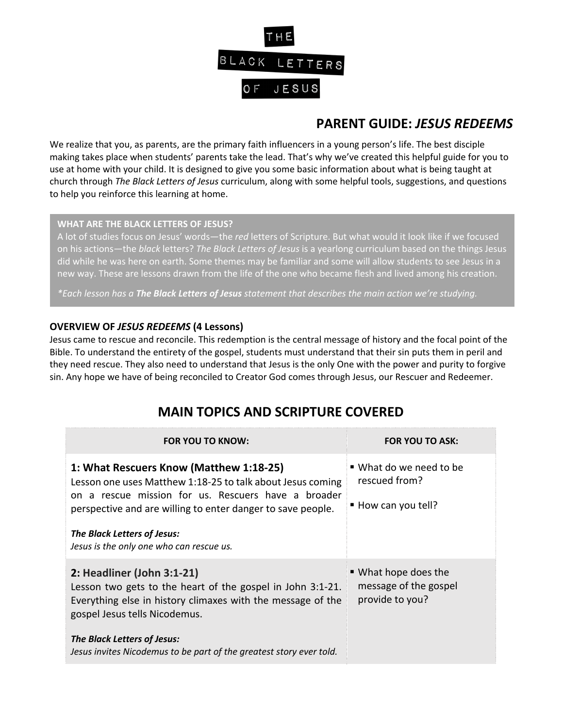THE

BLACK LETTERS

OF JESUS

## PARENT GUIDE: *JESUS REDEEMS*

We realize that you, as parents, are the primary faith influencers in a young person's life. The best disciple making takes place when students' parents take the lead. That's why we've created this helpful guide for you to use at home with your child. It is designed to give you some basic information about what is being taught at church through *The Black Letters of Jesus* curriculum, along with some helpful tools, suggestions, and questions to help you reinforce this learning at home.

**WHAT ARE THE BLACK LETTERS OF JESUS?**

A lot of studies focus on Jesus' words—the *red* letters of Scripture. But what would it look like if we focused on his actions—the *black* letters? *The Black Letters of Jesus* is a yearlong curriculum based on the things Jesus did while he was here on earth. Some themes may be familiar and some will allow students to see Jesus in a new way. These are lessons drawn from the life of the one who became flesh and lived among his creation.

*\*Each lesson has a **The Black Letters of Jesus** statement that describes the main action we're studying.*

**OVERVIEW OF *JESUS REDEEMS* (4 Lessons)**

Jesus came to rescue and reconcile. This redemption is the central message of history and the focal point of the Bible. To understand the entirety of the gospel, students must understand that their sin puts them in peril and they need rescue. They also need to understand that Jesus is the only One with the power and purity to forgive sin. Any hope we have of being reconciled to Creator God comes through Jesus, our Rescuer and Redeemer.

## MAIN TOPICS AND SCRIPTURE COVERED

| FOR YOU TO KNOW: | FOR YOU TO ASK: |
| --- | --- |
| **1: What Rescuers Know (Matthew 1:18-25)**<br>Lesson one uses Matthew 1:18-25 to talk about Jesus coming on a rescue mission for us. Rescuers have a broader perspective and are willing to enter danger to save people.<br><br>***The Black Letters of Jesus:***<br>*Jesus is the only one who can rescue us.* | ▪ What do we need to be rescued from?<br><br>▪ How can you tell? |
| **2: Headliner (John 3:1-21)**<br>Lesson two gets to the heart of the gospel in John 3:1-21. Everything else in history climaxes with the message of the gospel Jesus tells Nicodemus.<br><br>***The Black Letters of Jesus:***<br>*Jesus invites Nicodemus to be part of the greatest story ever told.* | ▪ What hope does the message of the gospel provide to you? |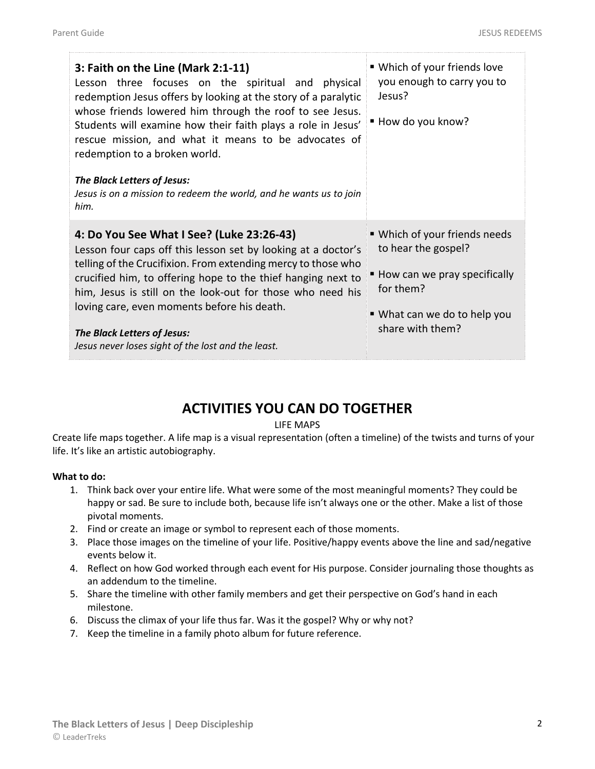| | |
|---|---|
| **3: Faith on the Line (Mark 2:1-11)**<br>Lesson three focuses on the spiritual and physical redemption Jesus offers by looking at the story of a paralytic whose friends lowered him through the roof to see Jesus. Students will examine how their faith plays a role in Jesus' rescue mission, and what it means to be advocates of redemption to a broken world.<br><br>***The Black Letters of Jesus:***<br>*Jesus is on a mission to redeem the world, and he wants us to join him.* | ▪ Which of your friends love you enough to carry you to Jesus?<br><br>▪ How do you know? |
| **4: Do You See What I See? (Luke 23:26-43)**<br>Lesson four caps off this lesson set by looking at a doctor's telling of the Crucifixion. From extending mercy to those who crucified him, to offering hope to the thief hanging next to him, Jesus is still on the look-out for those who need his loving care, even moments before his death.<br><br>***The Black Letters of Jesus:***<br>*Jesus never loses sight of the lost and the least.* | ▪ Which of your friends needs to hear the gospel?<br><br>▪ How can we pray specifically for them?<br><br>▪ What can we do to help you share with them? |

## ACTIVITIES YOU CAN DO TOGETHER

LIFE MAPS

Create life maps together. A life map is a visual representation (often a timeline) of the twists and turns of your life. It's like an artistic autobiography.

**What to do:**

1. Think back over your entire life. What were some of the most meaningful moments? They could be happy or sad. Be sure to include both, because life isn't always one or the other. Make a list of those pivotal moments.
2. Find or create an image or symbol to represent each of those moments.
3. Place those images on the timeline of your life. Positive/happy events above the line and sad/negative events below it.
4. Reflect on how God worked through each event for His purpose. Consider journaling those thoughts as an addendum to the timeline.
5. Share the timeline with other family members and get their perspective on God's hand in each milestone.
6. Discuss the climax of your life thus far. Was it the gospel? Why or why not?
7. Keep the timeline in a family photo album for future reference.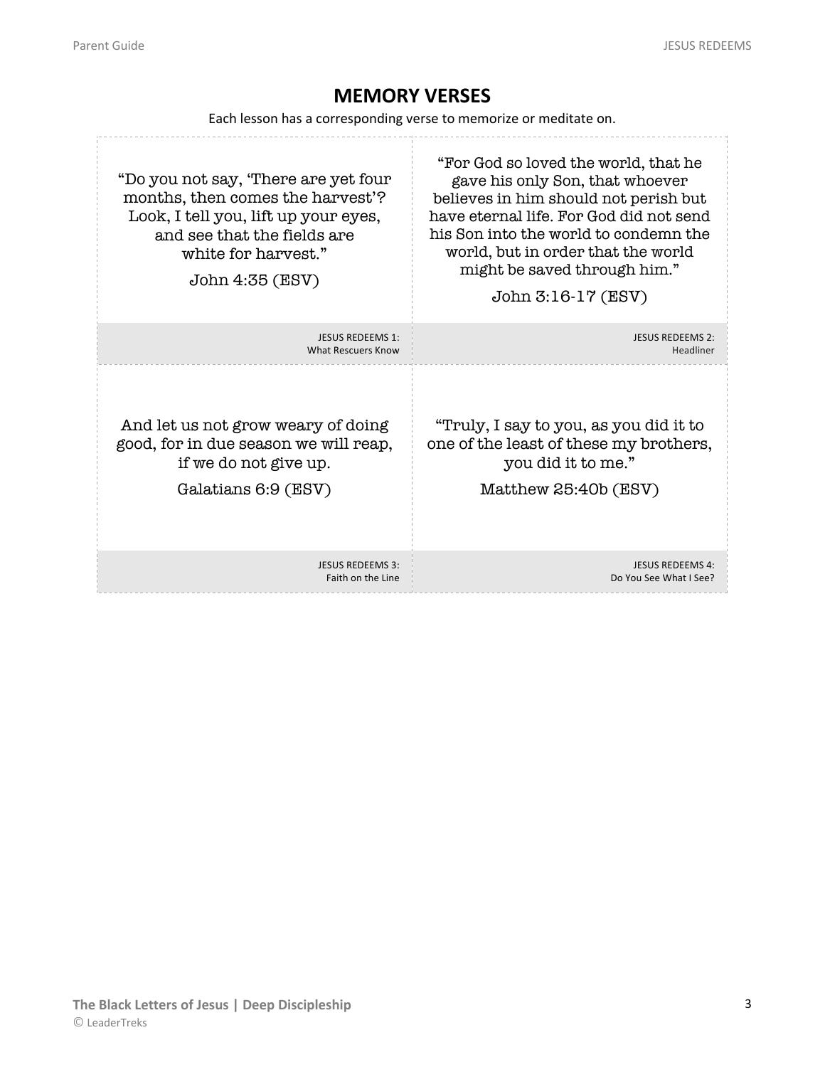# MEMORY VERSES

Each lesson has a corresponding verse to memorize or meditate on.

| | |
|---|---|
| "Do you not say, 'There are yet four months, then comes the harvest'? Look, I tell you, lift up your eyes, and see that the fields are white for harvest." John 4:35 (ESV) | "For God so loved the world, that he gave his only Son, that whoever believes in him should not perish but have eternal life. For God did not send his Son into the world to condemn the world, but in order that the world might be saved through him." John 3:16-17 (ESV) |
| JESUS REDEEMS 1: What Rescuers Know | JESUS REDEEMS 2: Headliner |
| And let us not grow weary of doing good, for in due season we will reap, if we do not give up. Galatians 6:9 (ESV) | "Truly, I say to you, as you did it to one of the least of these my brothers, you did it to me." Matthew 25:40b (ESV) |
| JESUS REDEEMS 3: Faith on the Line | JESUS REDEEMS 4: Do You See What I See? |

**The Black Letters of Jesus | Deep Discipleship**
© LeaderTreks